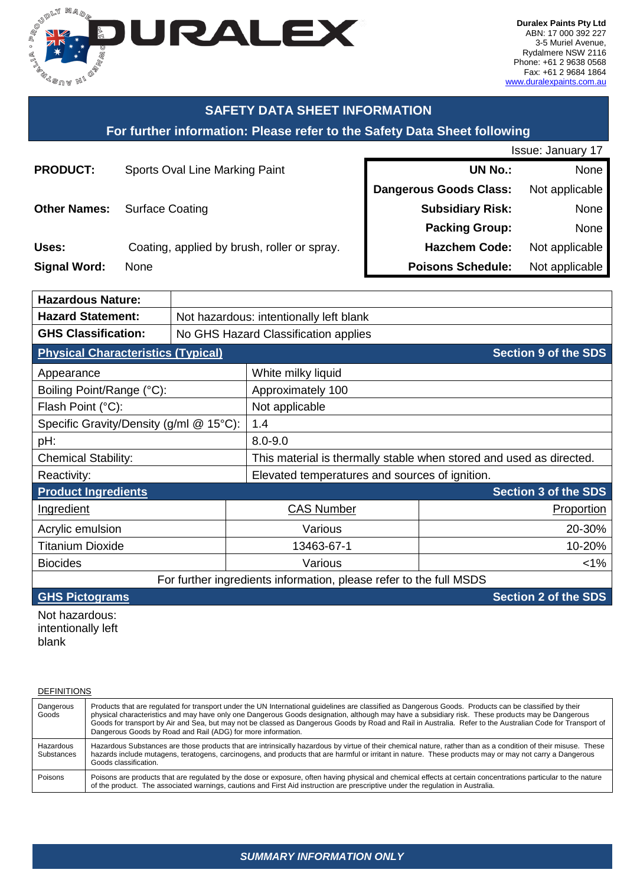DURALEX

**Duralex Paints Pty Ltd**
ABN: 17 000 392 227
3-5 Muriel Avenue,
Rydalmere NSW 2116
Phone: +61 2 9638 0568
Fax: +61 2 9684 1864
www.duralexpaints.com.au

## SAFETY DATA SHEET INFORMATION

### For further information: Please refer to the Safety Data Sheet following

Issue: January 17

| | | | |
|---|---|---|---|
| **PRODUCT:** | Sports Oval Line Marking Paint | **UN No.:** | None |
| | | **Dangerous Goods Class:** | Not applicable |
| **Other Names:** | Surface Coating | **Subsidiary Risk:** | None |
| | | **Packing Group:** | None |
| **Uses:** | Coating, applied by brush, roller or spray. | **Hazchem Code:** | Not applicable |
| **Signal Word:** | None | **Poisons Schedule:** | Not applicable |

| | |
|---|---|
| **Hazardous Nature:** | |
| **Hazard Statement:** | Not hazardous: intentionally left blank |
| **GHS Classification:** | No GHS Hazard Classification applies |

**Physical Characteristics (Typical)** — Section 9 of the SDS

| | |
|---|---|
| Appearance | White milky liquid |
| Boiling Point/Range (°C): | Approximately 100 |
| Flash Point (°C): | Not applicable |
| Specific Gravity/Density (g/ml @ 15°C): | 1.4 |
| pH: | 8.0-9.0 |
| Chemical Stability: | This material is thermally stable when stored and used as directed. |
| Reactivity: | Elevated temperatures and sources of ignition. |

**Product Ingredients** — Section 3 of the SDS

| Ingredient | CAS Number | Proportion |
|---|---|---|
| Acrylic emulsion | Various | 20-30% |
| Titanium Dioxide | 13463-67-1 | 10-20% |
| Biocides | Various | <1% |

For further ingredients information, please refer to the full MSDS

**GHS Pictograms** — Section 2 of the SDS

Not hazardous: intentionally left blank

DEFINITIONS

| | |
|---|---|
| Dangerous Goods | Products that are regulated for transport under the UN International guidelines are classified as Dangerous Goods. Products can be classified by their physical characteristics and may have only one Dangerous Goods designation, although may have a subsidiary risk. These products may be Dangerous Goods for transport by Air and Sea, but may not be classed as Dangerous Goods by Road and Rail in Australia. Refer to the Australian Code for Transport of Dangerous Goods by Road and Rail (ADG) for more information. |
| Hazardous Substances | Hazardous Substances are those products that are intrinsically hazardous by virtue of their chemical nature, rather than as a condition of their misuse. These hazards include mutagens, teratogens, carcinogens, and products that are harmful or irritant in nature. These products may or may not carry a Dangerous Goods classification. |
| Poisons | Poisons are products that are regulated by the dose or exposure, often having physical and chemical effects at certain concentrations particular to the nature of the product. The associated warnings, cautions and First Aid instruction are prescriptive under the regulation in Australia. |

***SUMMARY INFORMATION ONLY***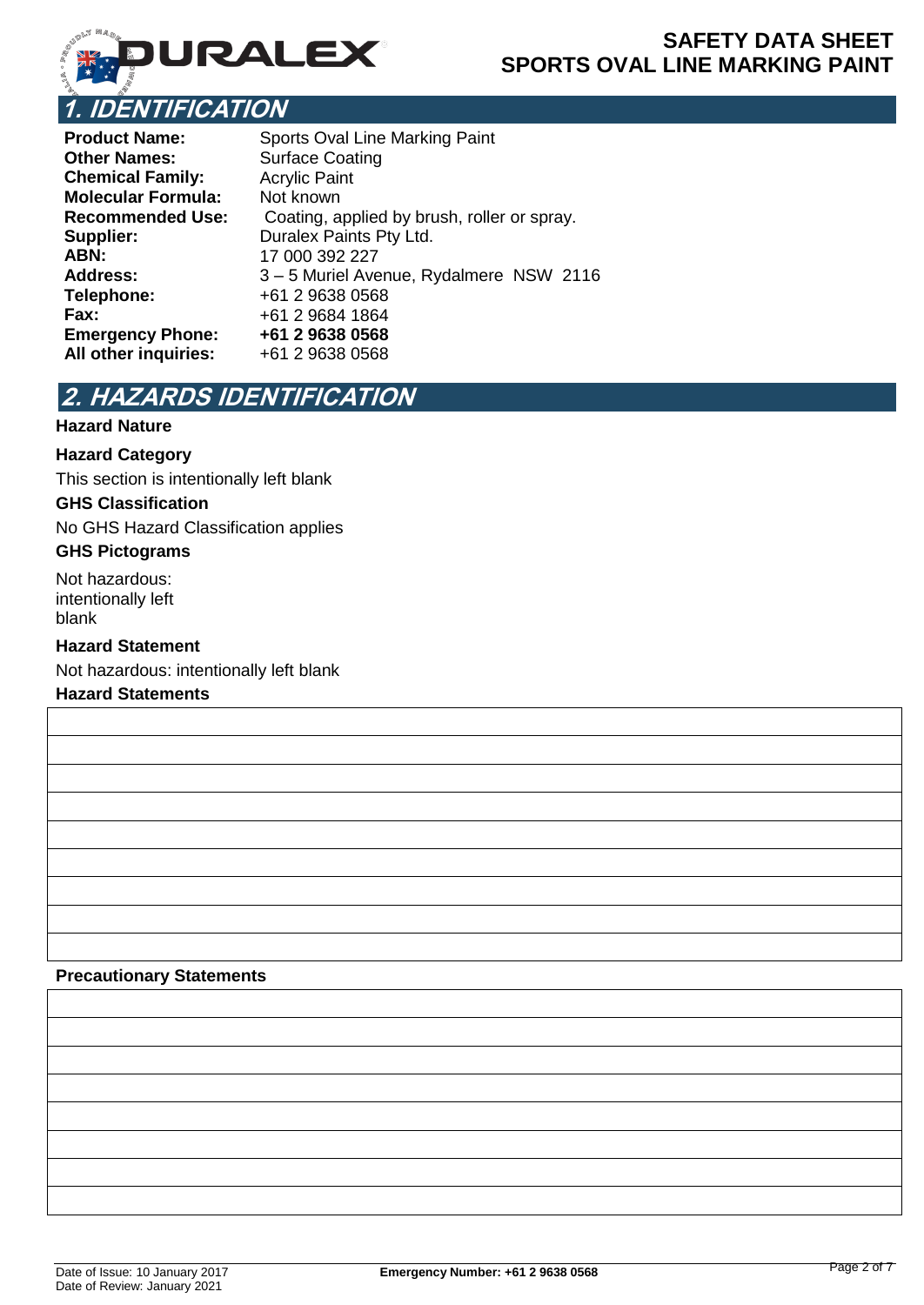# 1. IDENTIFICATION

| | |
|---|---|
| **Product Name:** | Sports Oval Line Marking Paint |
| **Other Names:** | Surface Coating |
| **Chemical Family:** | Acrylic Paint |
| **Molecular Formula:** | Not known |
| **Recommended Use:** | Coating, applied by brush, roller or spray. |
| **Supplier:** | Duralex Paints Pty Ltd. |
| **ABN:** | 17 000 392 227 |
| **Address:** | 3 – 5 Muriel Avenue, Rydalmere NSW 2116 |
| **Telephone:** | +61 2 9638 0568 |
| **Fax:** | +61 2 9684 1864 |
| **Emergency Phone:** | **+61 2 9638 0568** |
| **All other inquiries:** | +61 2 9638 0568 |

# 2. HAZARDS IDENTIFICATION

**Hazard Nature**

**Hazard Category**

This section is intentionally left blank

**GHS Classification**

No GHS Hazard Classification applies

**GHS Pictograms**

Not hazardous: intentionally left blank

**Hazard Statement**

Not hazardous: intentionally left blank

**Hazard Statements**

| |
|---|
| |
| |
| |
| |
| |
| |
| |
| |

**Precautionary Statements**

| |
|---|
| |
| |
| |
| |
| |
| |
| |

Date of Issue: 10 January 2017
Date of Review: January 2021

**Emergency Number: +61 2 9638 0568**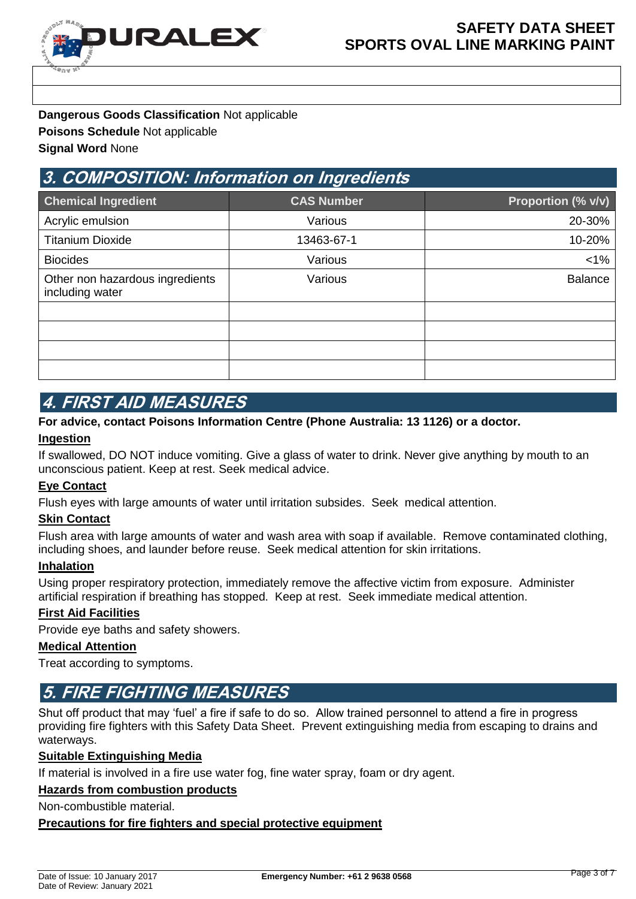**Dangerous Goods Classification** Not applicable
**Poisons Schedule** Not applicable
**Signal Word** None

## 3. COMPOSITION: Information on Ingredients

| Chemical Ingredient | CAS Number | Proportion (% v/v) |
|---|---|---|
| Acrylic emulsion | Various | 20-30% |
| Titanium Dioxide | 13463-67-1 | 10-20% |
| Biocides | Various | <1% |
| Other non hazardous ingredients including water | Various | Balance |
| | | |
| | | |
| | | |
| | | |

## 4. FIRST AID MEASURES

**For advice, contact Poisons Information Centre (Phone Australia: 13 1126) or a doctor.**

### Ingestion

If swallowed, DO NOT induce vomiting. Give a glass of water to drink. Never give anything by mouth to an unconscious patient. Keep at rest. Seek medical advice.

### Eye Contact

Flush eyes with large amounts of water until irritation subsides. Seek medical attention.

### Skin Contact

Flush area with large amounts of water and wash area with soap if available. Remove contaminated clothing, including shoes, and launder before reuse. Seek medical attention for skin irritations.

### Inhalation

Using proper respiratory protection, immediately remove the affective victim from exposure. Administer artificial respiration if breathing has stopped. Keep at rest. Seek immediate medical attention.

### First Aid Facilities

Provide eye baths and safety showers.

### Medical Attention

Treat according to symptoms.

## 5. FIRE FIGHTING MEASURES

Shut off product that may 'fuel' a fire if safe to do so. Allow trained personnel to attend a fire in progress providing fire fighters with this Safety Data Sheet. Prevent extinguishing media from escaping to drains and waterways.

### Suitable Extinguishing Media

If material is involved in a fire use water fog, fine water spray, foam or dry agent.

### Hazards from combustion products

Non-combustible material.

### Precautions for fire fighters and special protective equipment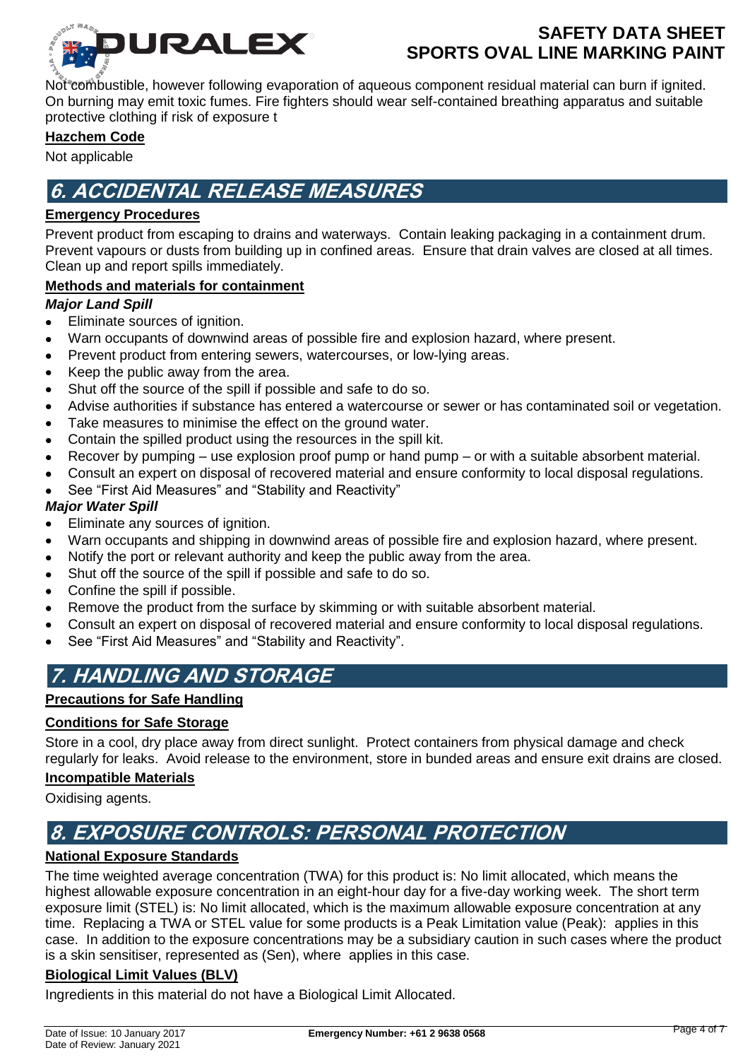Not combustible, however following evaporation of aqueous component residual material can burn if ignited. On burning may emit toxic fumes. Fire fighters should wear self-contained breathing apparatus and suitable protective clothing if risk of exposure t

**Hazchem Code**

Not applicable

## 6. ACCIDENTAL RELEASE MEASURES

**Emergency Procedures**

Prevent product from escaping to drains and waterways. Contain leaking packaging in a containment drum. Prevent vapours or dusts from building up in confined areas. Ensure that drain valves are closed at all times. Clean up and report spills immediately.

**Methods and materials for containment**

***Major Land Spill***

- Eliminate sources of ignition.
- Warn occupants of downwind areas of possible fire and explosion hazard, where present.
- Prevent product from entering sewers, watercourses, or low-lying areas.
- Keep the public away from the area.
- Shut off the source of the spill if possible and safe to do so.
- Advise authorities if substance has entered a watercourse or sewer or has contaminated soil or vegetation.
- Take measures to minimise the effect on the ground water.
- Contain the spilled product using the resources in the spill kit.
- Recover by pumping – use explosion proof pump or hand pump – or with a suitable absorbent material.
- Consult an expert on disposal of recovered material and ensure conformity to local disposal regulations.
- See "First Aid Measures" and "Stability and Reactivity"

***Major Water Spill***

- Eliminate any sources of ignition.
- Warn occupants and shipping in downwind areas of possible fire and explosion hazard, where present.
- Notify the port or relevant authority and keep the public away from the area.
- Shut off the source of the spill if possible and safe to do so.
- Confine the spill if possible.
- Remove the product from the surface by skimming or with suitable absorbent material.
- Consult an expert on disposal of recovered material and ensure conformity to local disposal regulations.
- See "First Aid Measures" and "Stability and Reactivity".

## 7. HANDLING AND STORAGE

**Precautions for Safe Handling**

**Conditions for Safe Storage**

Store in a cool, dry place away from direct sunlight. Protect containers from physical damage and check regularly for leaks. Avoid release to the environment, store in bunded areas and ensure exit drains are closed.

**Incompatible Materials**

Oxidising agents.

## 8. EXPOSURE CONTROLS: PERSONAL PROTECTION

**National Exposure Standards**

The time weighted average concentration (TWA) for this product is: No limit allocated, which means the highest allowable exposure concentration in an eight-hour day for a five-day working week. The short term exposure limit (STEL) is: No limit allocated, which is the maximum allowable exposure concentration at any time. Replacing a TWA or STEL value for some products is a Peak Limitation value (Peak): applies in this case. In addition to the exposure concentrations may be a subsidiary caution in such cases where the product is a skin sensitiser, represented as (Sen), where applies in this case.

**Biological Limit Values (BLV)**

Ingredients in this material do not have a Biological Limit Allocated.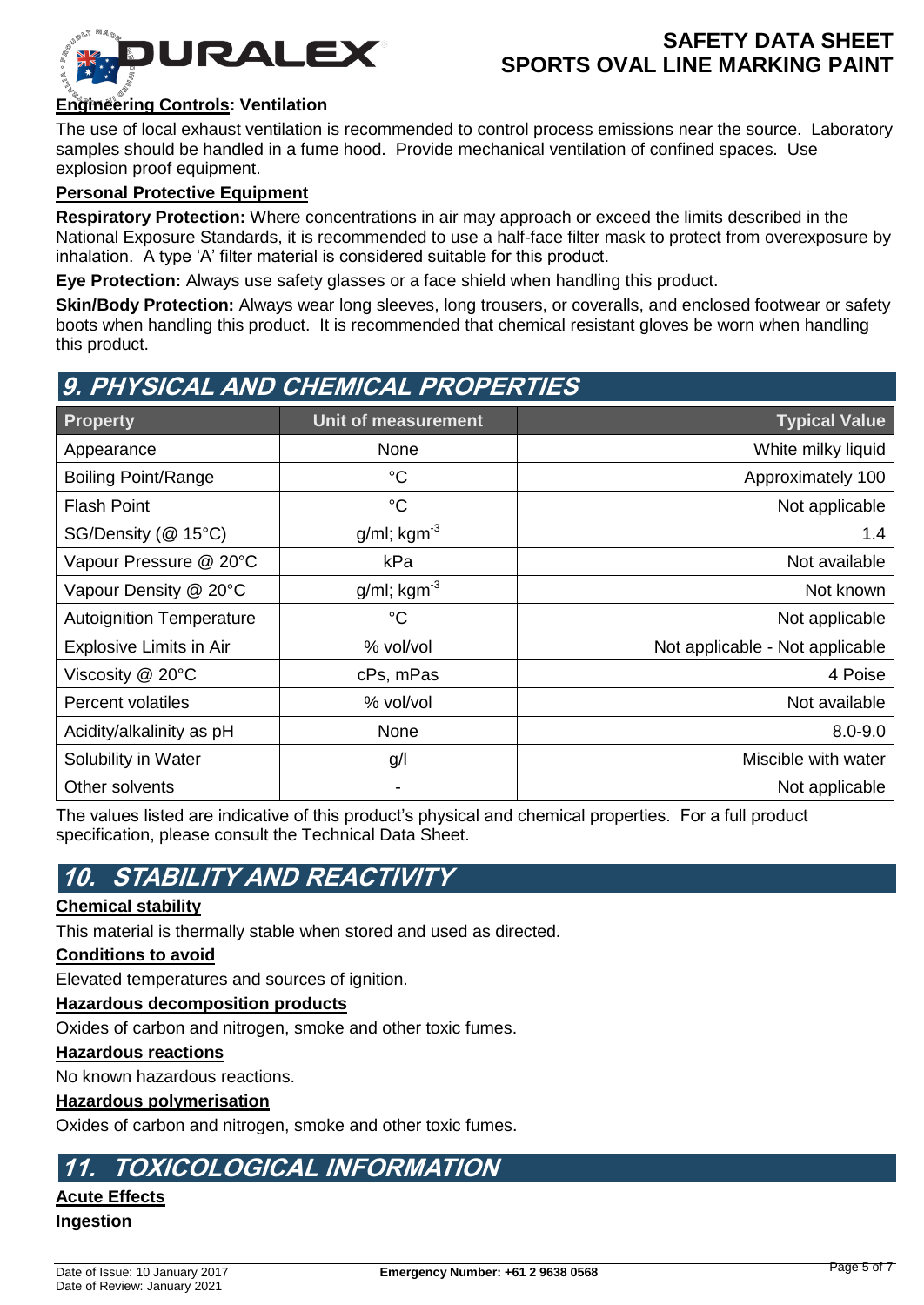**Engineering Controls: Ventilation**

The use of local exhaust ventilation is recommended to control process emissions near the source. Laboratory samples should be handled in a fume hood. Provide mechanical ventilation of confined spaces. Use explosion proof equipment.

**Personal Protective Equipment**

**Respiratory Protection:** Where concentrations in air may approach or exceed the limits described in the National Exposure Standards, it is recommended to use a half-face filter mask to protect from overexposure by inhalation. A type 'A' filter material is considered suitable for this product.

**Eye Protection:** Always use safety glasses or a face shield when handling this product.

**Skin/Body Protection:** Always wear long sleeves, long trousers, or coveralls, and enclosed footwear or safety boots when handling this product. It is recommended that chemical resistant gloves be worn when handling this product.

## 9. PHYSICAL AND CHEMICAL PROPERTIES

| Property | Unit of measurement | Typical Value |
|---|---|---|
| Appearance | None | White milky liquid |
| Boiling Point/Range | °C | Approximately 100 |
| Flash Point | °C | Not applicable |
| SG/Density (@ 15°C) | g/ml; $kgm^{-3}$ | 1.4 |
| Vapour Pressure @ 20°C | kPa | Not available |
| Vapour Density @ 20°C | g/ml; $kgm^{-3}$ | Not known |
| Autoignition Temperature | °C | Not applicable |
| Explosive Limits in Air | % vol/vol | Not applicable - Not applicable |
| Viscosity @ 20°C | cPs, mPas | 4 Poise |
| Percent volatiles | % vol/vol | Not available |
| Acidity/alkalinity as pH | None | 8.0-9.0 |
| Solubility in Water | g/l | Miscible with water |
| Other solvents | - | Not applicable |

The values listed are indicative of this product's physical and chemical properties. For a full product specification, please consult the Technical Data Sheet.

## 10. STABILITY AND REACTIVITY

**Chemical stability**

This material is thermally stable when stored and used as directed.

**Conditions to avoid**

Elevated temperatures and sources of ignition.

**Hazardous decomposition products**

Oxides of carbon and nitrogen, smoke and other toxic fumes.

**Hazardous reactions**

No known hazardous reactions.

**Hazardous polymerisation**

Oxides of carbon and nitrogen, smoke and other toxic fumes.

## 11. TOXICOLOGICAL INFORMATION

**Acute Effects**

**Ingestion**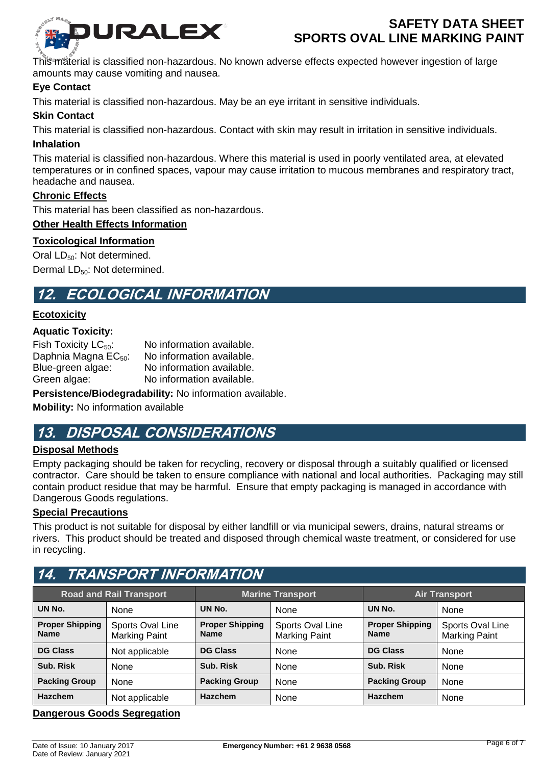This material is classified non-hazardous. No known adverse effects expected however ingestion of large amounts may cause vomiting and nausea.

**Eye Contact**

This material is classified non-hazardous. May be an eye irritant in sensitive individuals.

**Skin Contact**

This material is classified non-hazardous. Contact with skin may result in irritation in sensitive individuals.

**Inhalation**

This material is classified non-hazardous. Where this material is used in poorly ventilated area, at elevated temperatures or in confined spaces, vapour may cause irritation to mucous membranes and respiratory tract, headache and nausea.

**Chronic Effects**

This material has been classified as non-hazardous.

**Other Health Effects Information**

**Toxicological Information**

Oral $LD_{50}$: Not determined.

Dermal $LD_{50}$: Not determined.

## 12. ECOLOGICAL INFORMATION

**Ecotoxicity**

**Aquatic Toxicity:**

Fish Toxicity $LC_{50}$: No information available.
Daphnia Magna $EC_{50}$: No information available.
Blue-green algae: No information available.
Green algae: No information available.

**Persistence/Biodegradability:** No information available.

**Mobility:** No information available

## 13. DISPOSAL CONSIDERATIONS

**Disposal Methods**

Empty packaging should be taken for recycling, recovery or disposal through a suitably qualified or licensed contractor. Care should be taken to ensure compliance with national and local authorities. Packaging may still contain product residue that may be harmful. Ensure that empty packaging is managed in accordance with Dangerous Goods regulations.

**Special Precautions**

This product is not suitable for disposal by either landfill or via municipal sewers, drains, natural streams or rivers. This product should be treated and disposed through chemical waste treatment, or considered for use in recycling.

## 14. TRANSPORT INFORMATION

| Road and Rail Transport | | Marine Transport | | Air Transport | |
|---|---|---|---|---|---|
| **UN No.** | None | **UN No.** | None | **UN No.** | None |
| **Proper Shipping Name** | Sports Oval Line Marking Paint | **Proper Shipping Name** | Sports Oval Line Marking Paint | **Proper Shipping Name** | Sports Oval Line Marking Paint |
| **DG Class** | Not applicable | **DG Class** | None | **DG Class** | None |
| **Sub. Risk** | None | **Sub. Risk** | None | **Sub. Risk** | None |
| **Packing Group** | None | **Packing Group** | None | **Packing Group** | None |
| **Hazchem** | Not applicable | **Hazchem** | None | **Hazchem** | None |

**Dangerous Goods Segregation**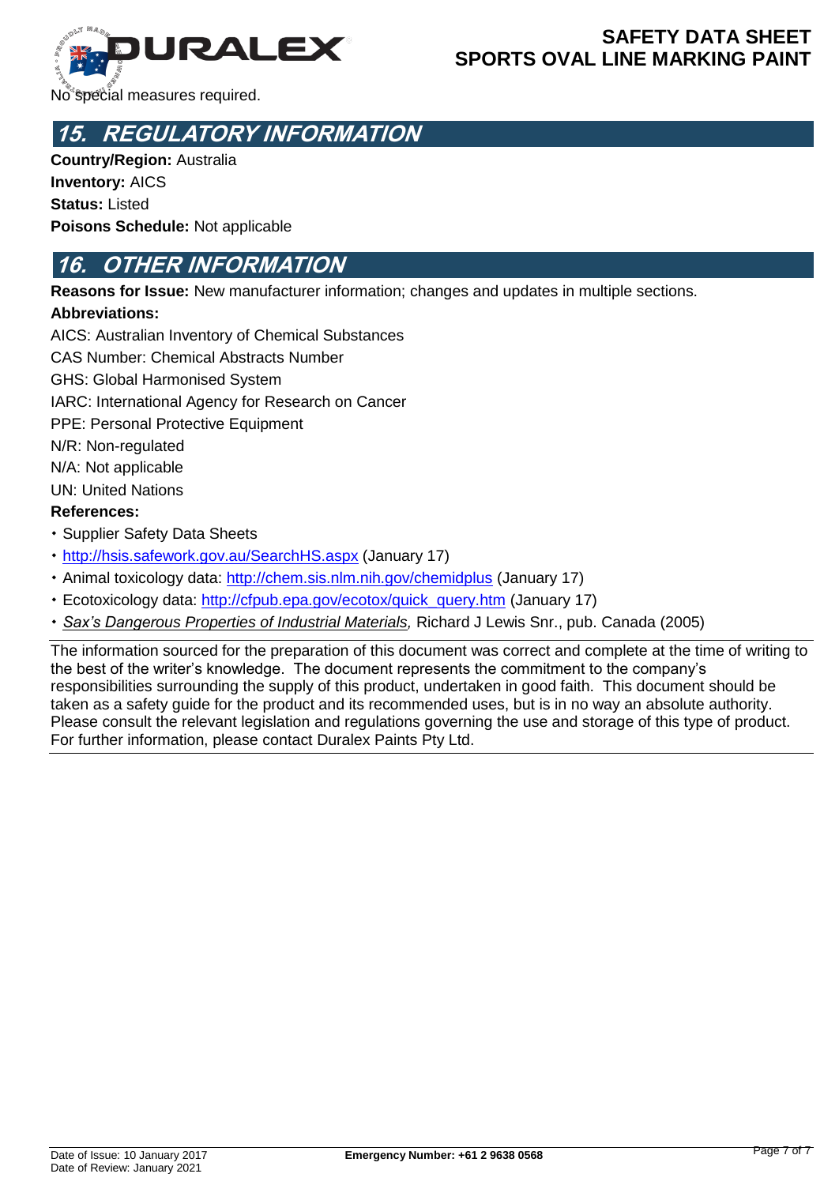No special measures required.

## 15. REGULATORY INFORMATION

**Country/Region:** Australia
**Inventory:** AICS
**Status:** Listed
**Poisons Schedule:** Not applicable

## 16. OTHER INFORMATION

**Reasons for Issue:** New manufacturer information; changes and updates in multiple sections.

**Abbreviations:**

AICS: Australian Inventory of Chemical Substances
CAS Number: Chemical Abstracts Number
GHS: Global Harmonised System
IARC: International Agency for Research on Cancer
PPE: Personal Protective Equipment
N/R: Non-regulated
N/A: Not applicable
UN: United Nations

**References:**

- Supplier Safety Data Sheets
- http://hsis.safework.gov.au/SearchHS.aspx (January 17)
- Animal toxicology data: http://chem.sis.nlm.nih.gov/chemidplus (January 17)
- Ecotoxicology data: http://cfpub.epa.gov/ecotox/quick_query.htm (January 17)
- *Sax's Dangerous Properties of Industrial Materials,* Richard J Lewis Snr., pub. Canada (2005)

The information sourced for the preparation of this document was correct and complete at the time of writing to the best of the writer's knowledge. The document represents the commitment to the company's responsibilities surrounding the supply of this product, undertaken in good faith. This document should be taken as a safety guide for the product and its recommended uses, but is in no way an absolute authority. Please consult the relevant legislation and regulations governing the use and storage of this type of product. For further information, please contact Duralex Paints Pty Ltd.